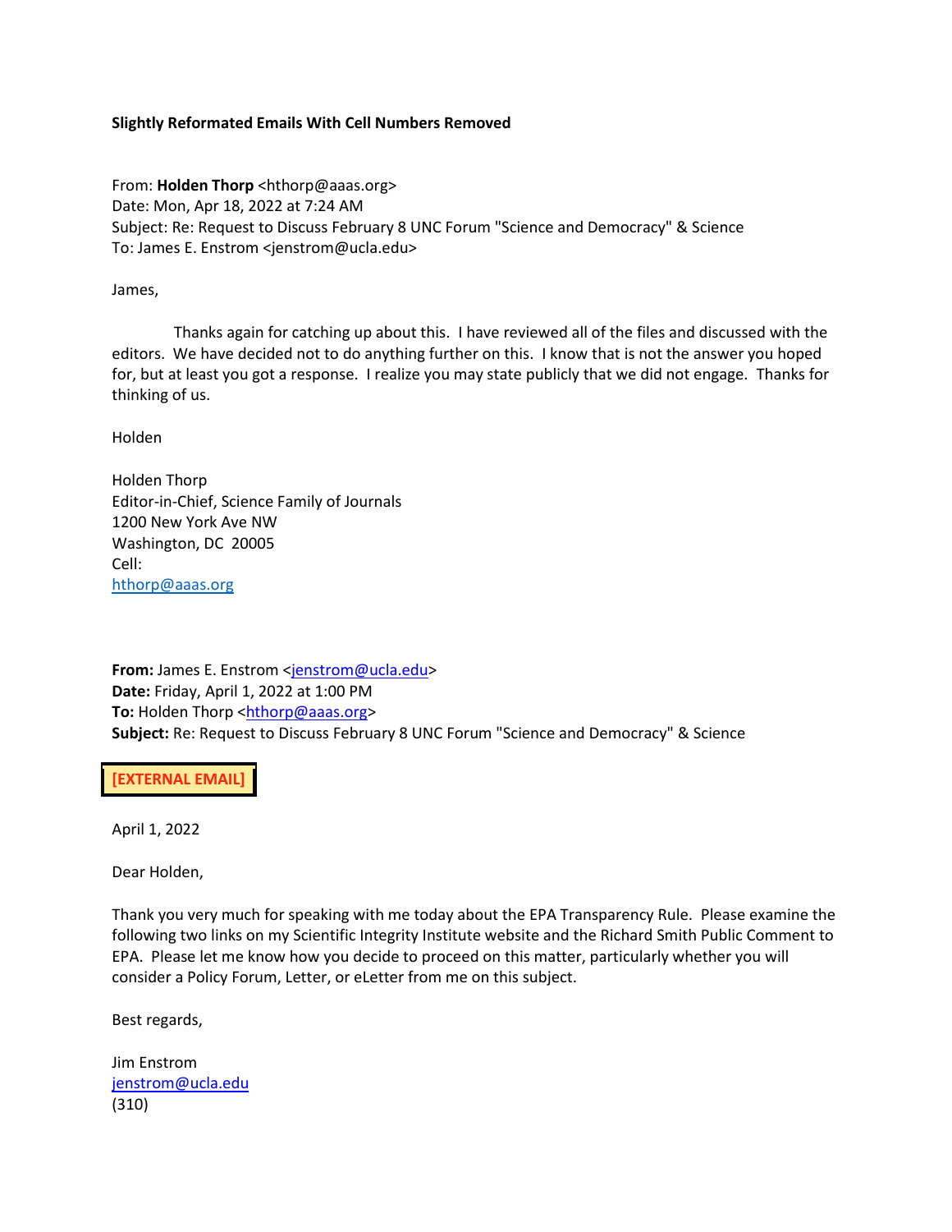**Slightly Reformatted Emails With Cell Numbers Removed**

From: **Holden Thorp** <hthorp@aaas.org>
Date: Mon, Apr 18, 2022 at 7:24 AM
Subject: Re: Request to Discuss February 8 UNC Forum "Science and Democracy" & Science
To: James E. Enstrom <jenstrom@ucla.edu>

James,

Thanks again for catching up about this. I have reviewed all of the files and discussed with the editors. We have decided not to do anything further on this. I know that is not the answer you hoped for, but at least you got a response. I realize you may state publicly that we did not engage. Thanks for thinking of us.

Holden

Holden Thorp
Editor-in-Chief, Science Family of Journals
1200 New York Ave NW
Washington, DC 20005
Cell:
hthorp@aaas.org

**From:** James E. Enstrom <jenstrom@ucla.edu>
**Date:** Friday, April 1, 2022 at 1:00 PM
**To:** Holden Thorp <hthorp@aaas.org>
**Subject:** Re: Request to Discuss February 8 UNC Forum "Science and Democracy" & Science

**[EXTERNAL EMAIL]**

April 1, 2022

Dear Holden,

Thank you very much for speaking with me today about the EPA Transparency Rule. Please examine the following two links on my Scientific Integrity Institute website and the Richard Smith Public Comment to EPA. Please let me know how you decide to proceed on this matter, particularly whether you will consider a Policy Forum, Letter, or eLetter from me on this subject.

Best regards,

Jim Enstrom
jenstrom@ucla.edu
(310)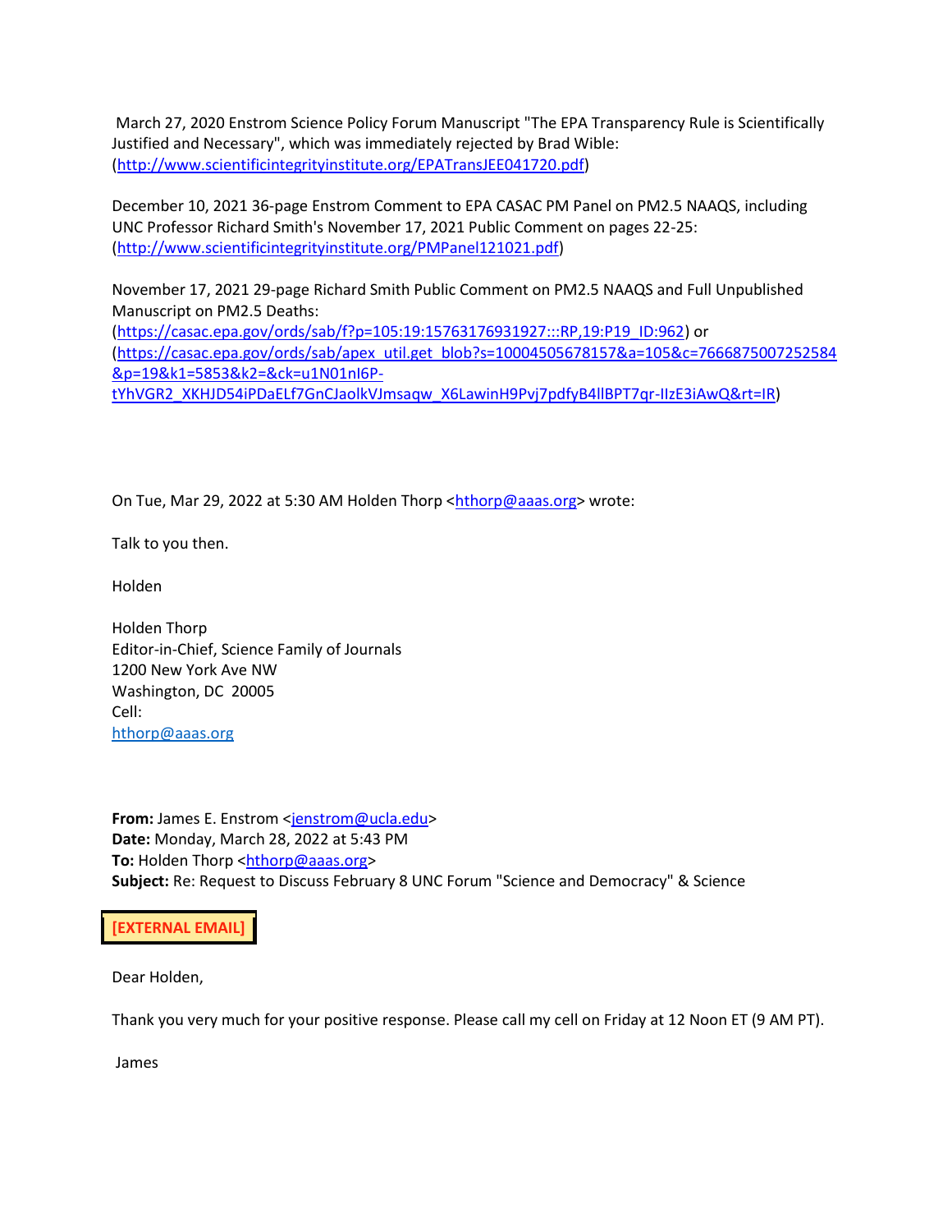March 27, 2020 Enstrom Science Policy Forum Manuscript "The EPA Transparency Rule is Scientifically Justified and Necessary", which was immediately rejected by Brad Wible: (http://www.scientificintegrityinstitute.org/EPATransJEE041720.pdf)

December 10, 2021 36-page Enstrom Comment to EPA CASAC PM Panel on PM2.5 NAAQS, including UNC Professor Richard Smith's November 17, 2021 Public Comment on pages 22-25: (http://www.scientificintegrityinstitute.org/PMPanel121021.pdf)

November 17, 2021 29-page Richard Smith Public Comment on PM2.5 NAAQS and Full Unpublished Manuscript on PM2.5 Deaths: (https://casac.epa.gov/ords/sab/f?p=105:19:15763176931927:::RP,19:P19_ID:962) or (https://casac.epa.gov/ords/sab/apex_util.get_blob?s=10004505678157&a=105&c=7666875007252584&p=19&k1=5853&k2=&ck=u1N01nI6P-tYhVGR2_XKHJD54iPDaELf7GnCJaolkVJmsaqw_X6LawinH9Pvj7pdfyB4llBPT7qr-IIzE3iAwQ&rt=IR)

On Tue, Mar 29, 2022 at 5:30 AM Holden Thorp <hthorp@aaas.org> wrote:

Talk to you then.

Holden

Holden Thorp
Editor-in-Chief, Science Family of Journals
1200 New York Ave NW
Washington, DC 20005
Cell:
hthorp@aaas.org

**From:** James E. Enstrom <jenstrom@ucla.edu>
**Date:** Monday, March 28, 2022 at 5:43 PM
**To:** Holden Thorp <hthorp@aaas.org>
**Subject:** Re: Request to Discuss February 8 UNC Forum "Science and Democracy" & Science

**[EXTERNAL EMAIL]**

Dear Holden,

Thank you very much for your positive response. Please call my cell on Friday at 12 Noon ET (9 AM PT).

James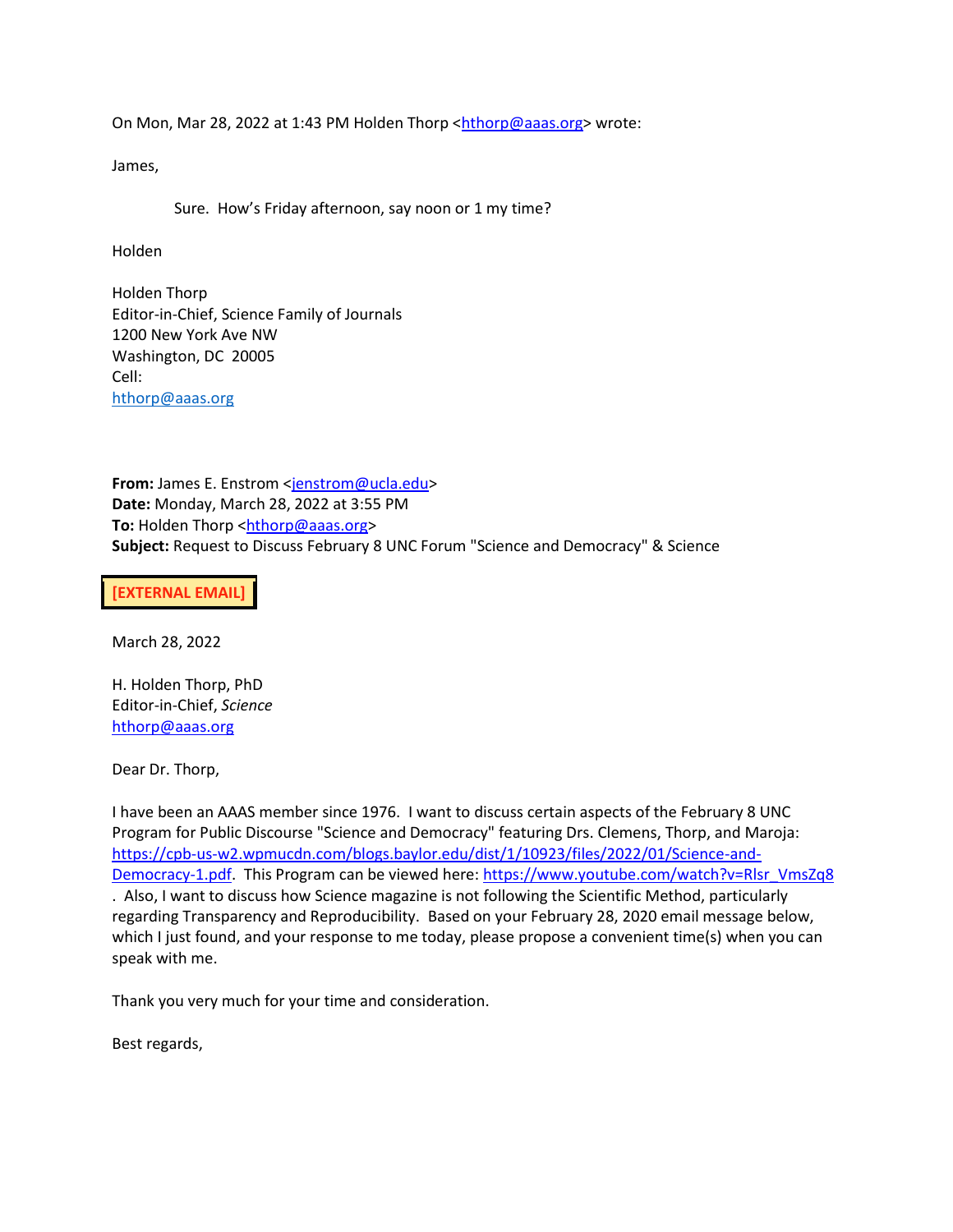On Mon, Mar 28, 2022 at 1:43 PM Holden Thorp <hthorp@aaas.org> wrote:

James,

Sure. How's Friday afternoon, say noon or 1 my time?

Holden

Holden Thorp
Editor-in-Chief, Science Family of Journals
1200 New York Ave NW
Washington, DC 20005
Cell:
hthorp@aaas.org

**From:** James E. Enstrom <jenstrom@ucla.edu>
**Date:** Monday, March 28, 2022 at 3:55 PM
**To:** Holden Thorp <hthorp@aaas.org>
**Subject:** Request to Discuss February 8 UNC Forum "Science and Democracy" & Science

**[EXTERNAL EMAIL]**

March 28, 2022

H. Holden Thorp, PhD
Editor-in-Chief, *Science*
hthorp@aaas.org

Dear Dr. Thorp,

I have been an AAAS member since 1976. I want to discuss certain aspects of the February 8 UNC Program for Public Discourse "Science and Democracy" featuring Drs. Clemens, Thorp, and Maroja: https://cpb-us-w2.wpmucdn.com/blogs.baylor.edu/dist/1/10923/files/2022/01/Science-and-Democracy-1.pdf. This Program can be viewed here: https://www.youtube.com/watch?v=Rlsr_VmsZq8 . Also, I want to discuss how Science magazine is not following the Scientific Method, particularly regarding Transparency and Reproducibility. Based on your February 28, 2020 email message below, which I just found, and your response to me today, please propose a convenient time(s) when you can speak with me.

Thank you very much for your time and consideration.

Best regards,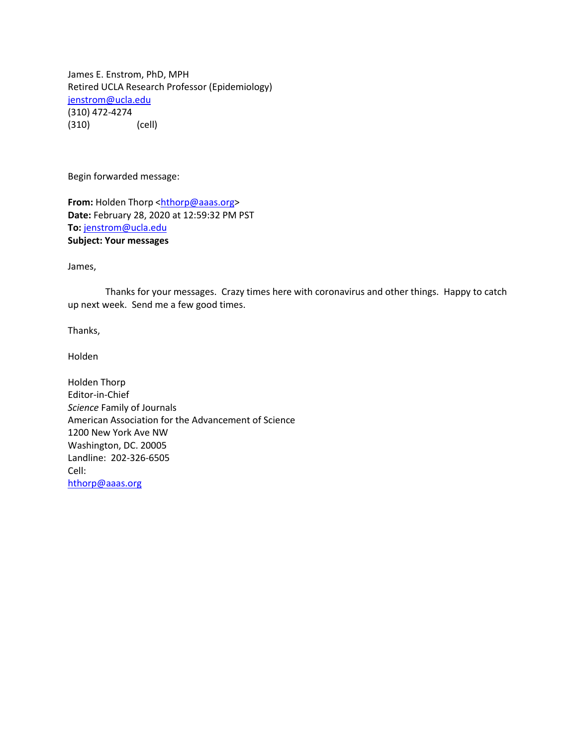James E. Enstrom, PhD, MPH
Retired UCLA Research Professor (Epidemiology)
jenstrom@ucla.edu
(310) 472-4274
(310)                (cell)

Begin forwarded message:

**From:** Holden Thorp <hthorp@aaas.org>
**Date:** February 28, 2020 at 12:59:32 PM PST
**To:** jenstrom@ucla.edu
**Subject: Your messages**

James,

Thanks for your messages. Crazy times here with coronavirus and other things. Happy to catch up next week. Send me a few good times.

Thanks,

Holden

Holden Thorp
Editor-in-Chief
*Science* Family of Journals
American Association for the Advancement of Science
1200 New York Ave NW
Washington, DC. 20005
Landline: 202-326-6505
Cell:
hthorp@aaas.org